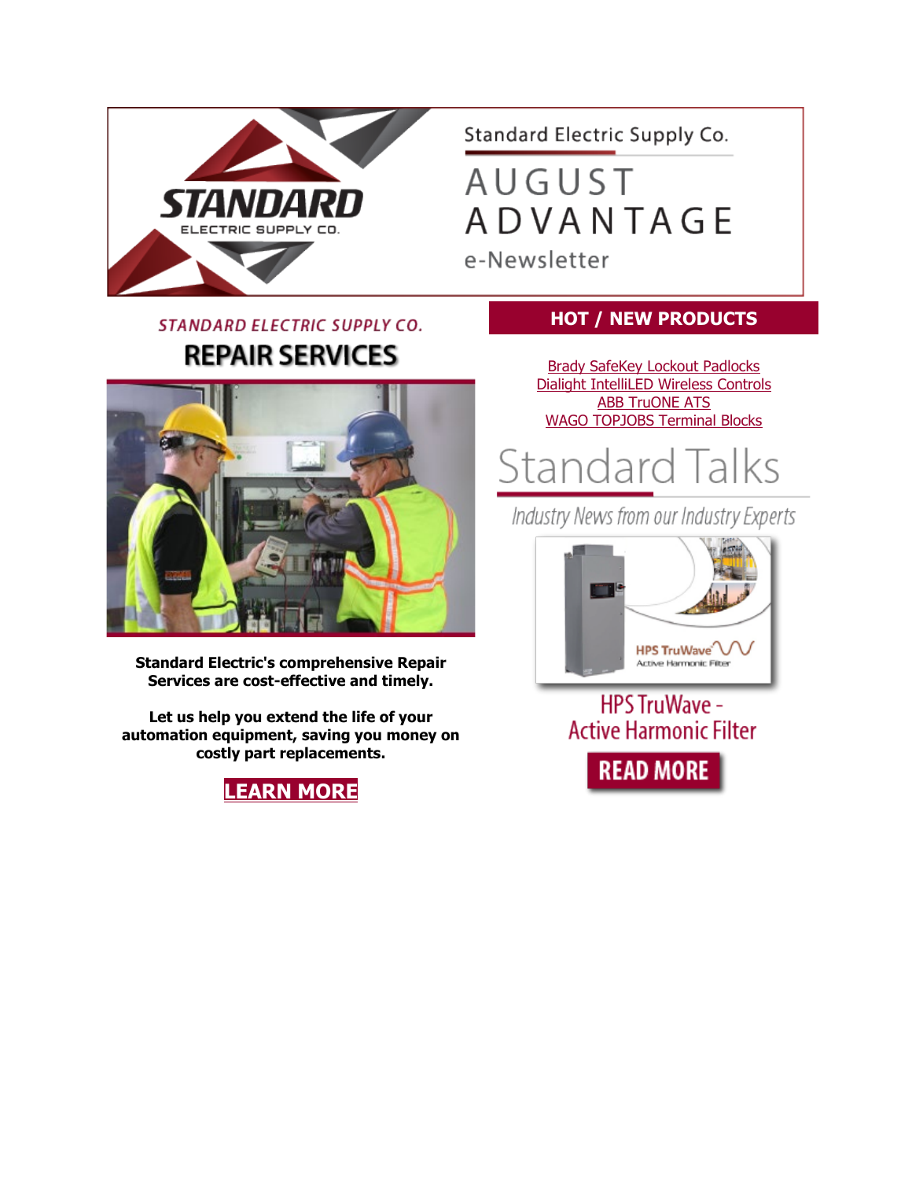Standard Electric Supply Co.

# AUGUST ADVANTAGE

e-Newsletter

## STANDARD ELECTRIC SUPPLY CO.

## REPAIR SERVICES

**Standard Electric's comprehensive Repair Services are cost-effective and timely.**

**Let us help you extend the life of your automation equipment, saving you money on costly part replacements.**

**LEARN MORE**

## HOT / NEW PRODUCTS

Brady SafeKey Lockout Padlocks
Dialight IntelliLED Wireless Controls
ABB TruONE ATS
WAGO TOPJOBS Terminal Blocks

## Standard Talks

*Industry News from our Industry Experts*

HPS TruWave
Active Harmonic Filter

### HPS TruWave - Active Harmonic Filter

**READ MORE**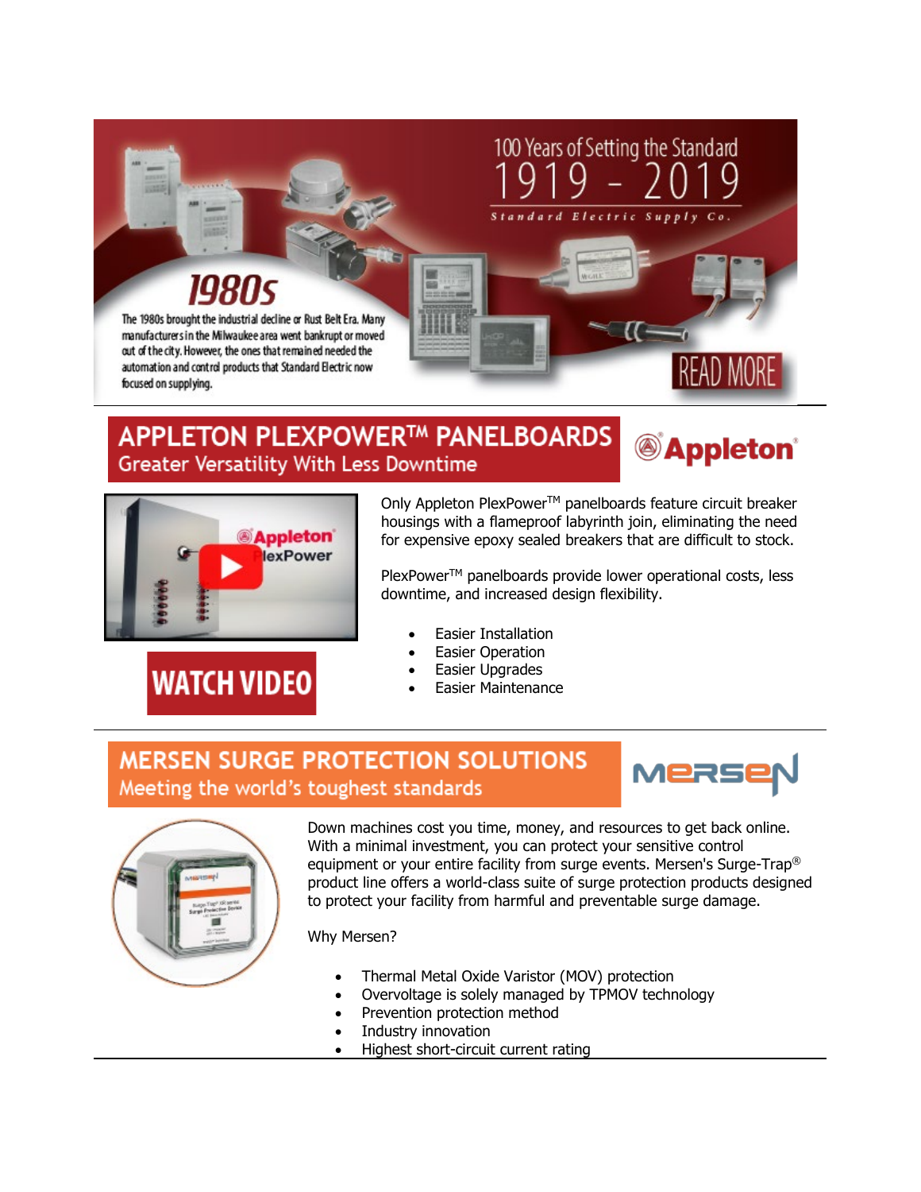100 Years of Setting the Standard

1919 - 2019

Standard Electric Supply Co.

## 1980s

The 1980s brought the industrial decline or Rust Belt Era. Many manufacturers in the Milwaukee area went bankrupt or moved out of the city. However, the ones that remained needed the automation and control products that Standard Electric now focused on supplying.

READ MORE

---

## APPLETON PLEXPOWER™ PANELBOARDS

### Greater Versatility With Less Downtime

Appleton

WATCH VIDEO

Only Appleton PlexPower™ panelboards feature circuit breaker housings with a flameproof labyrinth join, eliminating the need for expensive epoxy sealed breakers that are difficult to stock.

PlexPower™ panelboards provide lower operational costs, less downtime, and increased design flexibility.

- Easier Installation
- Easier Operation
- Easier Upgrades
- Easier Maintenance

---

## MERSEN SURGE PROTECTION SOLUTIONS

### Meeting the world's toughest standards

MERSEN

Down machines cost you time, money, and resources to get back online. With a minimal investment, you can protect your sensitive control equipment or your entire facility from surge events. Mersen's Surge-Trap® product line offers a world-class suite of surge protection products designed to protect your facility from harmful and preventable surge damage.

Why Mersen?

- Thermal Metal Oxide Varistor (MOV) protection
- Overvoltage is solely managed by TPMOV technology
- Prevention protection method
- Industry innovation
- Highest short-circuit current rating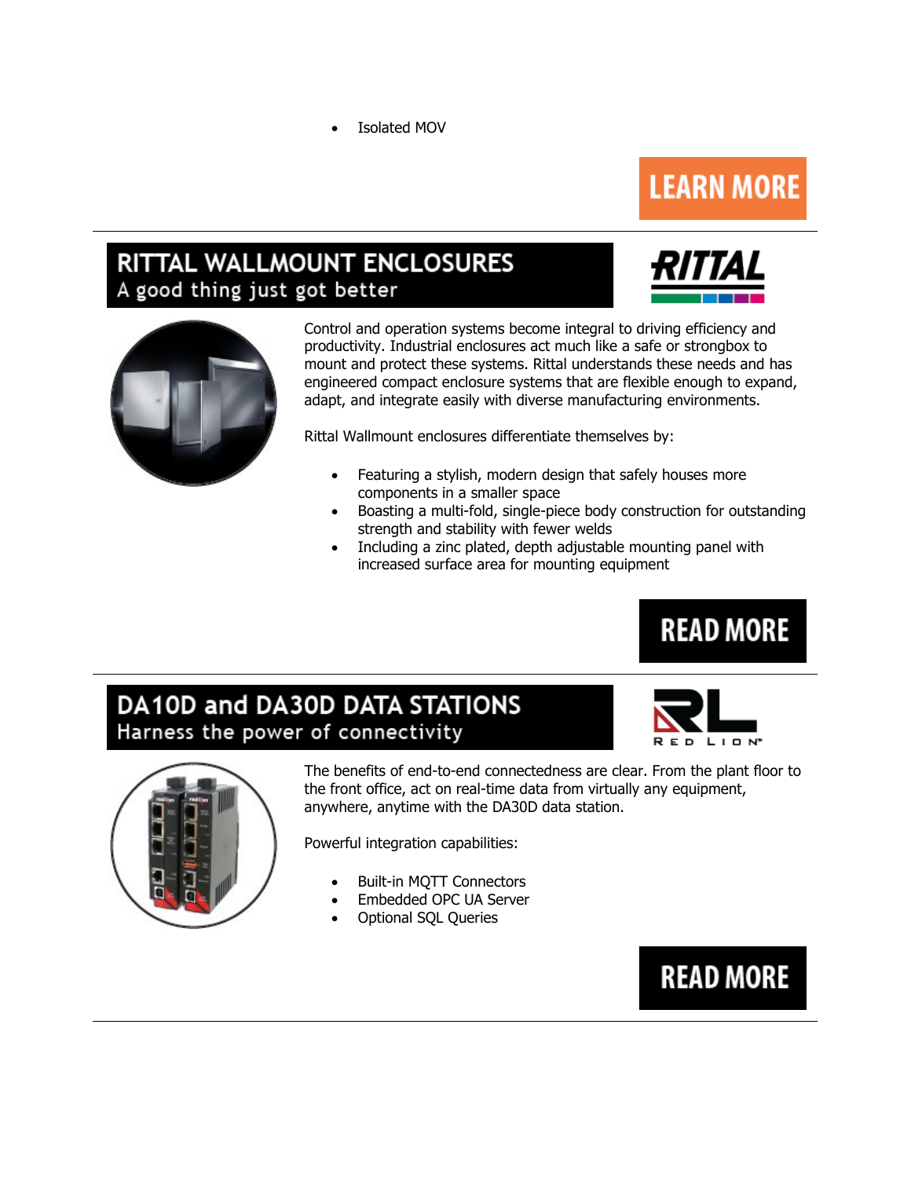- Isolated MOV

LEARN MORE

---

## RITTAL WALLMOUNT ENCLOSURES
A good thing just got better

RITTAL

Control and operation systems become integral to driving efficiency and productivity. Industrial enclosures act much like a safe or strongbox to mount and protect these systems. Rittal understands these needs and has engineered compact enclosure systems that are flexible enough to expand, adapt, and integrate easily with diverse manufacturing environments.

Rittal Wallmount enclosures differentiate themselves by:

- Featuring a stylish, modern design that safely houses more components in a smaller space
- Boasting a multi-fold, single-piece body construction for outstanding strength and stability with fewer welds
- Including a zinc plated, depth adjustable mounting panel with increased surface area for mounting equipment

READ MORE

---

## DA10D and DA30D DATA STATIONS
Harness the power of connectivity

RED LION

The benefits of end-to-end connectedness are clear. From the plant floor to the front office, act on real-time data from virtually any equipment, anywhere, anytime with the DA30D data station.

Powerful integration capabilities:

- Built-in MQTT Connectors
- Embedded OPC UA Server
- Optional SQL Queries

READ MORE

---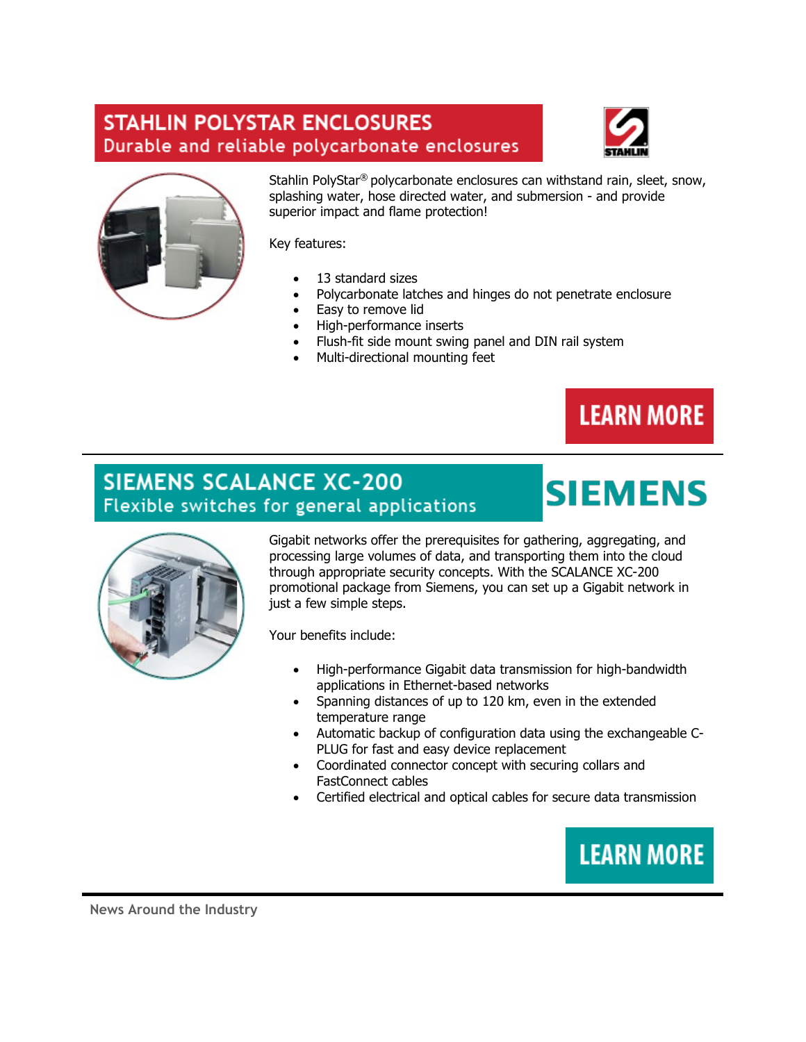## STAHLIN POLYSTAR ENCLOSURES
### Durable and reliable polycarbonate enclosures

Stahlin PolyStar® polycarbonate enclosures can withstand rain, sleet, snow, splashing water, hose directed water, and submersion - and provide superior impact and flame protection!

Key features:

- 13 standard sizes
- Polycarbonate latches and hinges do not penetrate enclosure
- Easy to remove lid
- High-performance inserts
- Flush-fit side mount swing panel and DIN rail system
- Multi-directional mounting feet

LEARN MORE

---

## SIEMENS SCALANCE XC-200
### Flexible switches for general applications

Gigabit networks offer the prerequisites for gathering, aggregating, and processing large volumes of data, and transporting them into the cloud through appropriate security concepts. With the SCALANCE XC-200 promotional package from Siemens, you can set up a Gigabit network in just a few simple steps.

Your benefits include:

- High-performance Gigabit data transmission for high-bandwidth applications in Ethernet-based networks
- Spanning distances of up to 120 km, even in the extended temperature range
- Automatic backup of configuration data using the exchangeable C-PLUG for fast and easy device replacement
- Coordinated connector concept with securing collars and FastConnect cables
- Certified electrical and optical cables for secure data transmission

LEARN MORE

---

News Around the Industry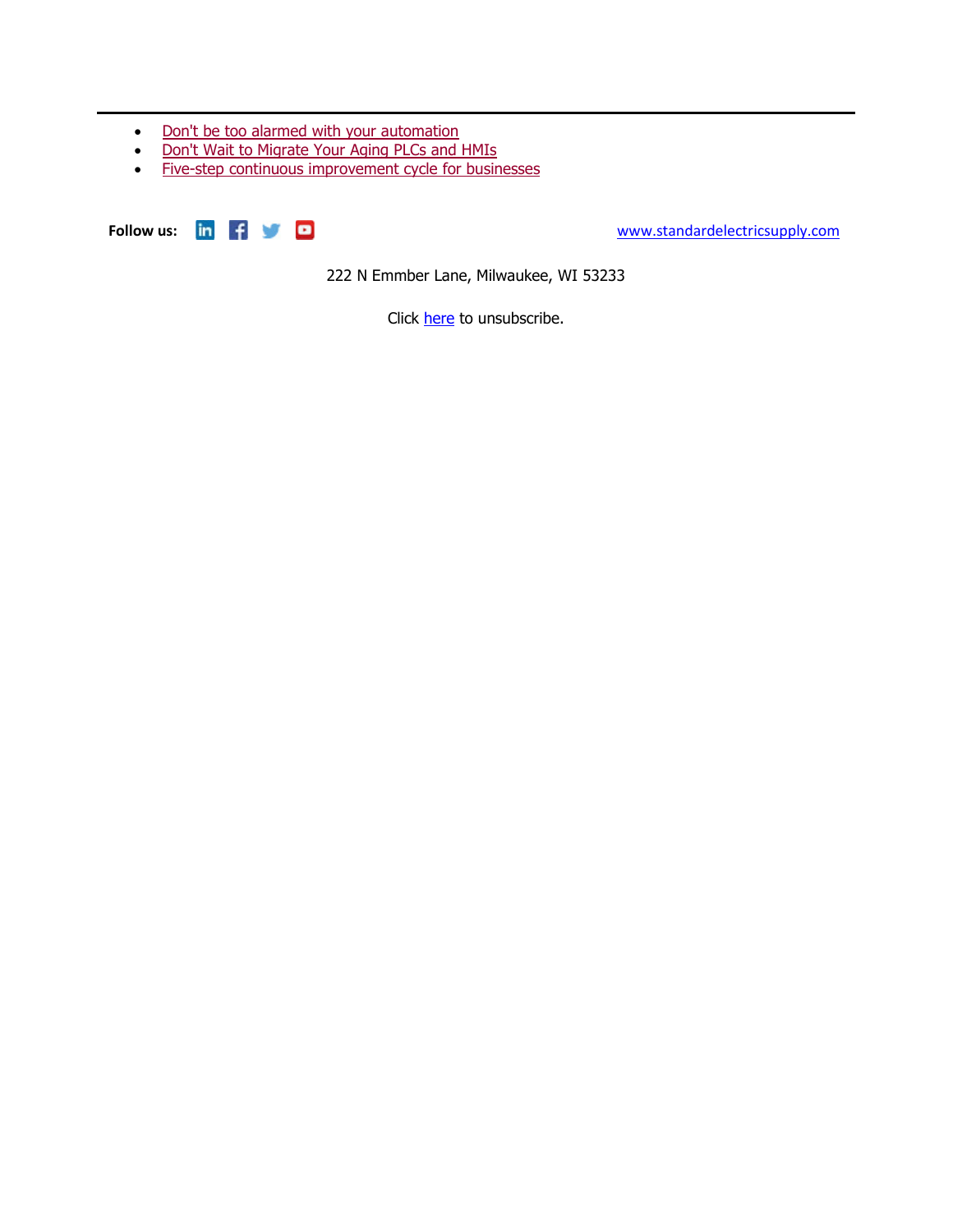---

- Don't be too alarmed with your automation
- Don't Wait to Migrate Your Aging PLCs and HMIs
- Five-step continuous improvement cycle for businesses

**Follow us:**

www.standardelectricsupply.com

222 N Emmber Lane, Milwaukee, WI 53233

Click here to unsubscribe.